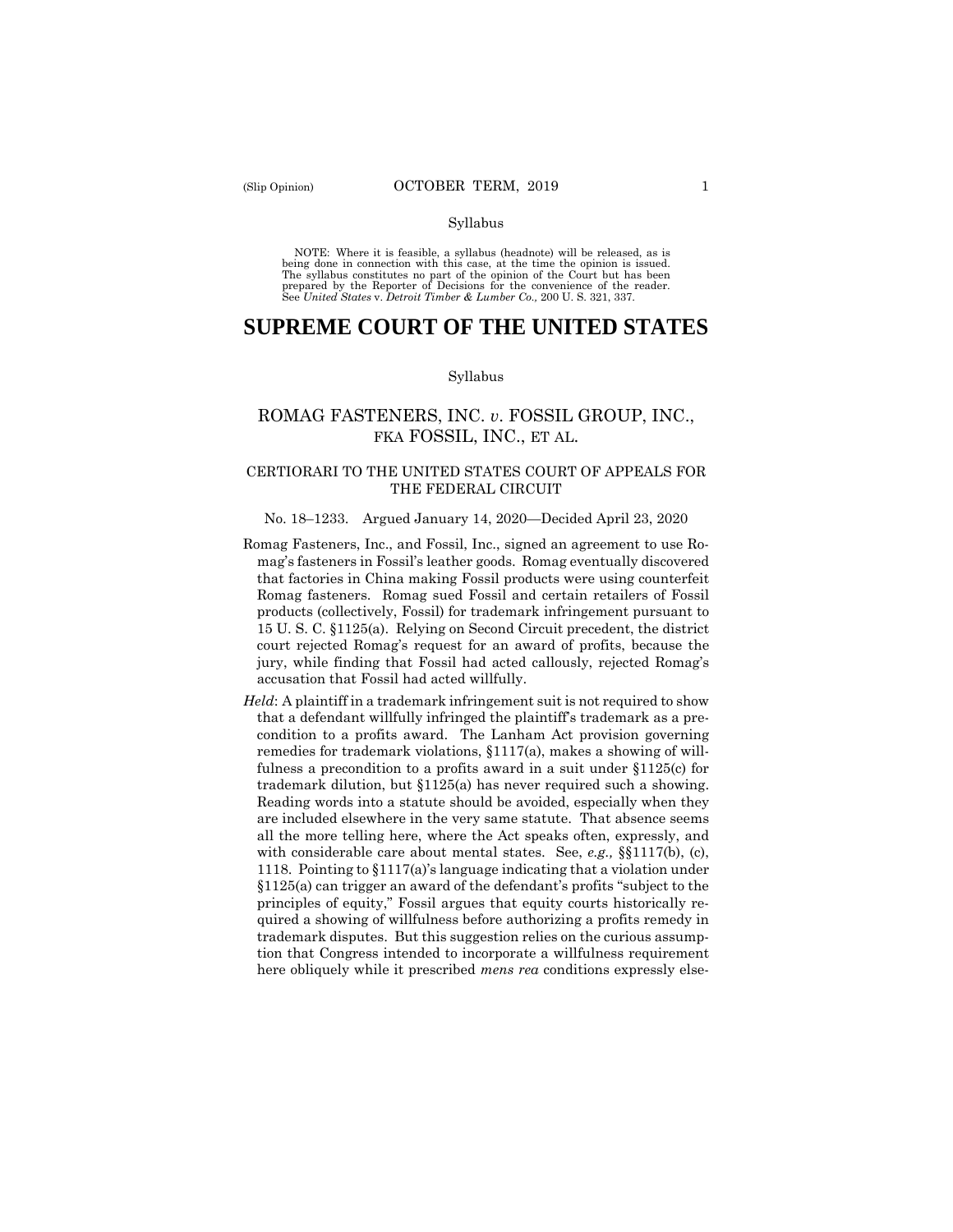Syllabus

NOTE: Where it is feasible, a syllabus (headnote) will be released, as is being done in connection with this case, at the time the opinion is issued. The syllabus constitutes no part of the opinion of the Court but has been prepared by the Reporter of Decisions for the convenience of the reader. See *United States* v. *Detroit Timber & Lumber Co.,* 200 U. S. 321, 337.

# SUPREME COURT OF THE UNITED STATES

Syllabus

## ROMAG FASTENERS, INC. *v.* FOSSIL GROUP, INC., FKA FOSSIL, INC., ET AL.

### CERTIORARI TO THE UNITED STATES COURT OF APPEALS FOR THE FEDERAL CIRCUIT

No. 18–1233. Argued January 14, 2020—Decided April 23, 2020

Romag Fasteners, Inc., and Fossil, Inc., signed an agreement to use Romag's fasteners in Fossil's leather goods. Romag eventually discovered that factories in China making Fossil products were using counterfeit Romag fasteners. Romag sued Fossil and certain retailers of Fossil products (collectively, Fossil) for trademark infringement pursuant to 15 U. S. C. §1125(a). Relying on Second Circuit precedent, the district court rejected Romag's request for an award of profits, because the jury, while finding that Fossil had acted callously, rejected Romag's accusation that Fossil had acted willfully.

*Held*: A plaintiff in a trademark infringement suit is not required to show that a defendant willfully infringed the plaintiff's trademark as a precondition to a profits award. The Lanham Act provision governing remedies for trademark violations, §1117(a), makes a showing of willfulness a precondition to a profits award in a suit under §1125(c) for trademark dilution, but §1125(a) has never required such a showing. Reading words into a statute should be avoided, especially when they are included elsewhere in the very same statute. That absence seems all the more telling here, where the Act speaks often, expressly, and with considerable care about mental states. See, *e.g.,* §§1117(b), (c), 1118. Pointing to §1117(a)'s language indicating that a violation under §1125(a) can trigger an award of the defendant's profits "subject to the principles of equity," Fossil argues that equity courts historically required a showing of willfulness before authorizing a profits remedy in trademark disputes. But this suggestion relies on the curious assumption that Congress intended to incorporate a willfulness requirement here obliquely while it prescribed *mens rea* conditions expressly else-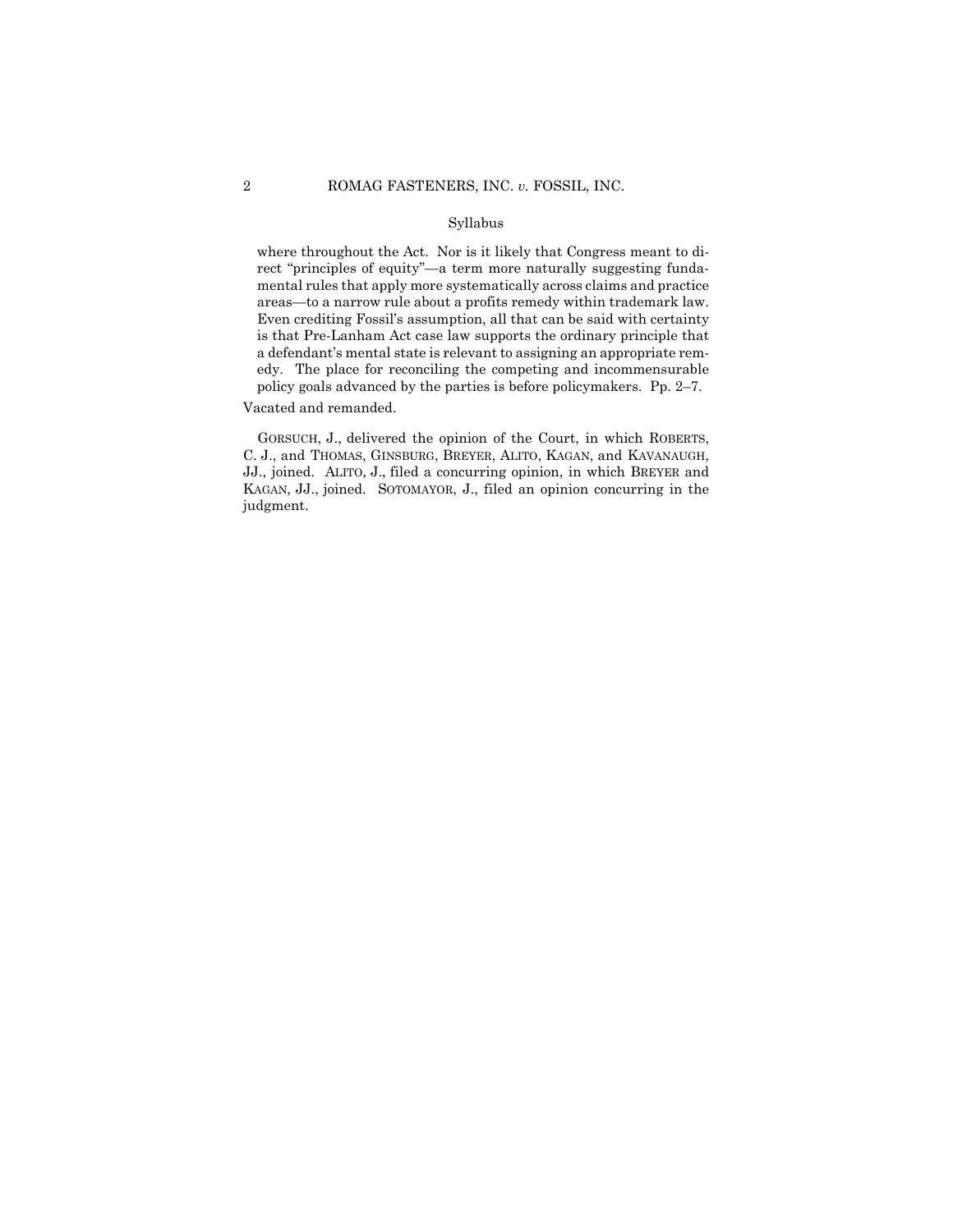Syllabus

where throughout the Act. Nor is it likely that Congress meant to direct "principles of equity"—a term more naturally suggesting fundamental rules that apply more systematically across claims and practice areas—to a narrow rule about a profits remedy within trademark law. Even crediting Fossil's assumption, all that can be said with certainty is that Pre-Lanham Act case law supports the ordinary principle that a defendant's mental state is relevant to assigning an appropriate remedy. The place for reconciling the competing and incommensurable policy goals advanced by the parties is before policymakers. Pp. 2–7.

Vacated and remanded.

GORSUCH, J., delivered the opinion of the Court, in which ROBERTS, C. J., and THOMAS, GINSBURG, BREYER, ALITO, KAGAN, and KAVANAUGH, JJ., joined. ALITO, J., filed a concurring opinion, in which BREYER and KAGAN, JJ., joined. SOTOMAYOR, J., filed an opinion concurring in the judgment.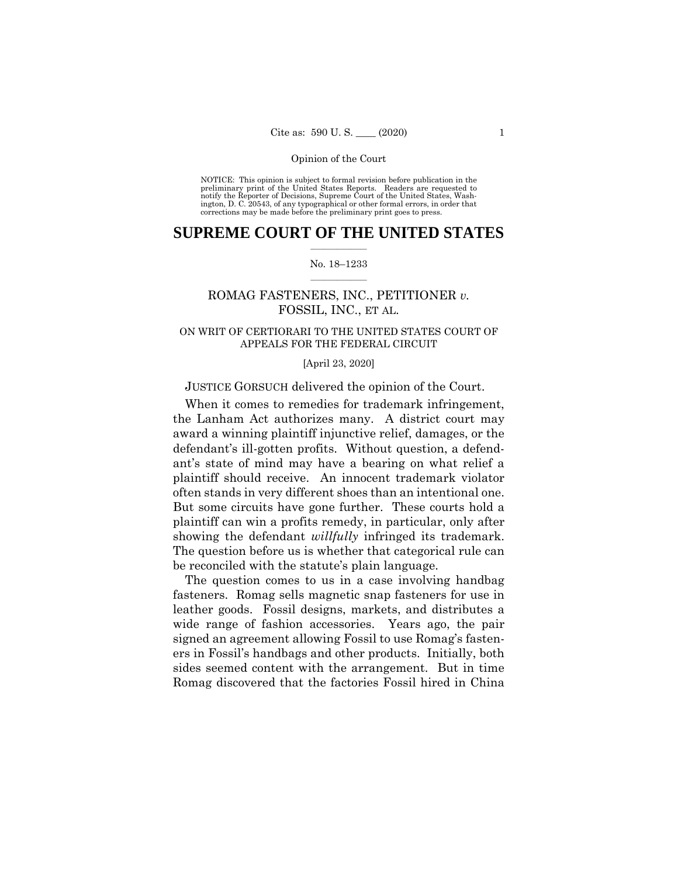NOTICE: This opinion is subject to formal revision before publication in the preliminary print of the United States Reports. Readers are requested to notify the Reporter of Decisions, Supreme Court of the United States, Washington, D. C. 20543, of any typographical or other formal errors, in order that corrections may be made before the preliminary print goes to press.

# SUPREME COURT OF THE UNITED STATES

No. 18–1233

ROMAG FASTENERS, INC., PETITIONER *v.* FOSSIL, INC., ET AL.

ON WRIT OF CERTIORARI TO THE UNITED STATES COURT OF APPEALS FOR THE FEDERAL CIRCUIT

[April 23, 2020]

JUSTICE GORSUCH delivered the opinion of the Court.

When it comes to remedies for trademark infringement, the Lanham Act authorizes many. A district court may award a winning plaintiff injunctive relief, damages, or the defendant's ill-gotten profits. Without question, a defendant's state of mind may have a bearing on what relief a plaintiff should receive. An innocent trademark violator often stands in very different shoes than an intentional one. But some circuits have gone further. These courts hold a plaintiff can win a profits remedy, in particular, only after showing the defendant *willfully* infringed its trademark. The question before us is whether that categorical rule can be reconciled with the statute's plain language.

The question comes to us in a case involving handbag fasteners. Romag sells magnetic snap fasteners for use in leather goods. Fossil designs, markets, and distributes a wide range of fashion accessories. Years ago, the pair signed an agreement allowing Fossil to use Romag's fasteners in Fossil's handbags and other products. Initially, both sides seemed content with the arrangement. But in time Romag discovered that the factories Fossil hired in China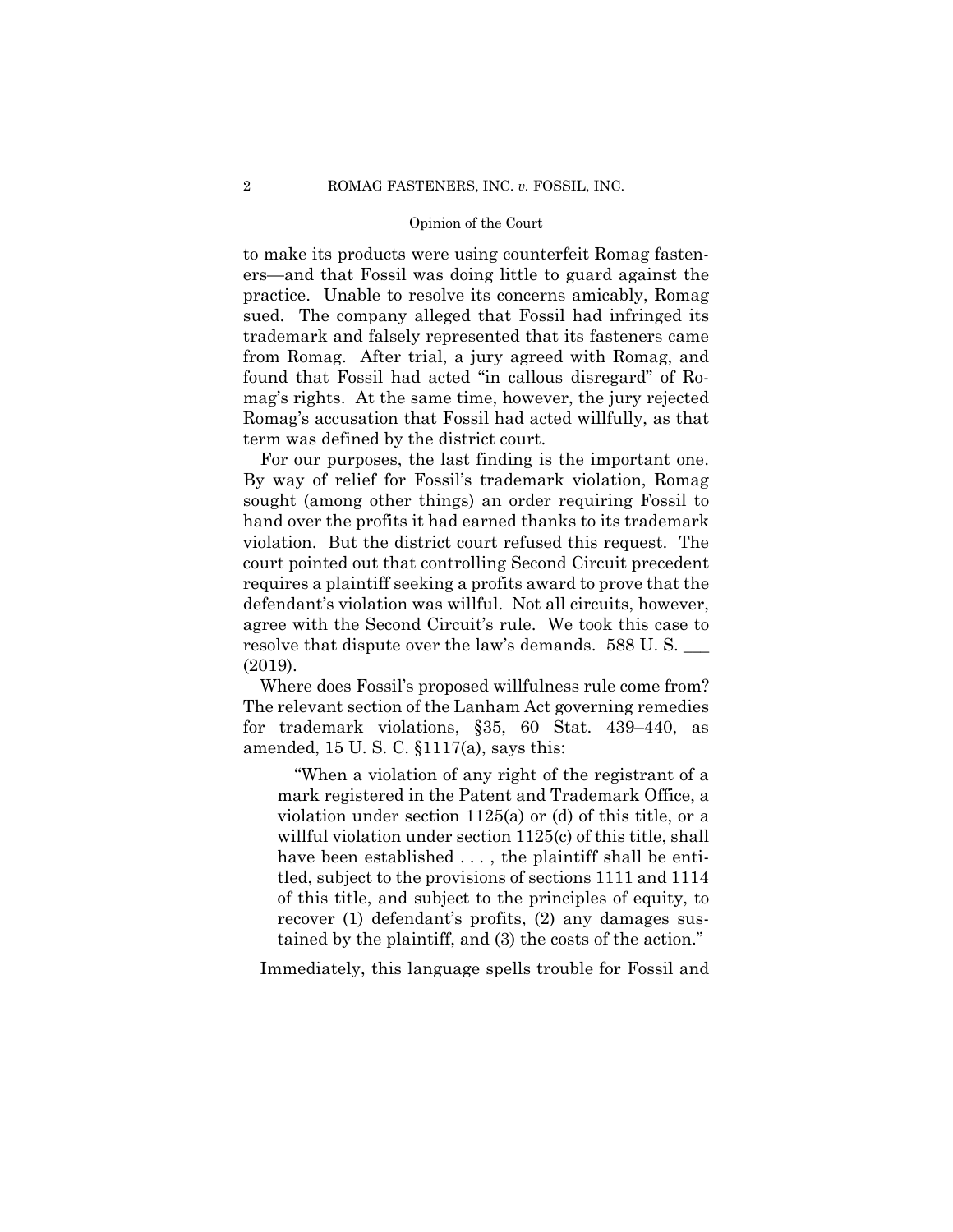to make its products were using counterfeit Romag fasteners—and that Fossil was doing little to guard against the practice. Unable to resolve its concerns amicably, Romag sued. The company alleged that Fossil had infringed its trademark and falsely represented that its fasteners came from Romag. After trial, a jury agreed with Romag, and found that Fossil had acted "in callous disregard" of Romag's rights. At the same time, however, the jury rejected Romag's accusation that Fossil had acted willfully, as that term was defined by the district court.

For our purposes, the last finding is the important one. By way of relief for Fossil's trademark violation, Romag sought (among other things) an order requiring Fossil to hand over the profits it had earned thanks to its trademark violation. But the district court refused this request. The court pointed out that controlling Second Circuit precedent requires a plaintiff seeking a profits award to prove that the defendant's violation was willful. Not all circuits, however, agree with the Second Circuit's rule. We took this case to resolve that dispute over the law's demands. 588 U. S. ___ (2019).

Where does Fossil's proposed willfulness rule come from? The relevant section of the Lanham Act governing remedies for trademark violations, §35, 60 Stat. 439–440, as amended, 15 U. S. C. §1117(a), says this:

> "When a violation of any right of the registrant of a mark registered in the Patent and Trademark Office, a violation under section 1125(a) or (d) of this title, or a willful violation under section 1125(c) of this title, shall have been established . . . , the plaintiff shall be entitled, subject to the provisions of sections 1111 and 1114 of this title, and subject to the principles of equity, to recover (1) defendant's profits, (2) any damages sustained by the plaintiff, and (3) the costs of the action."

Immediately, this language spells trouble for Fossil and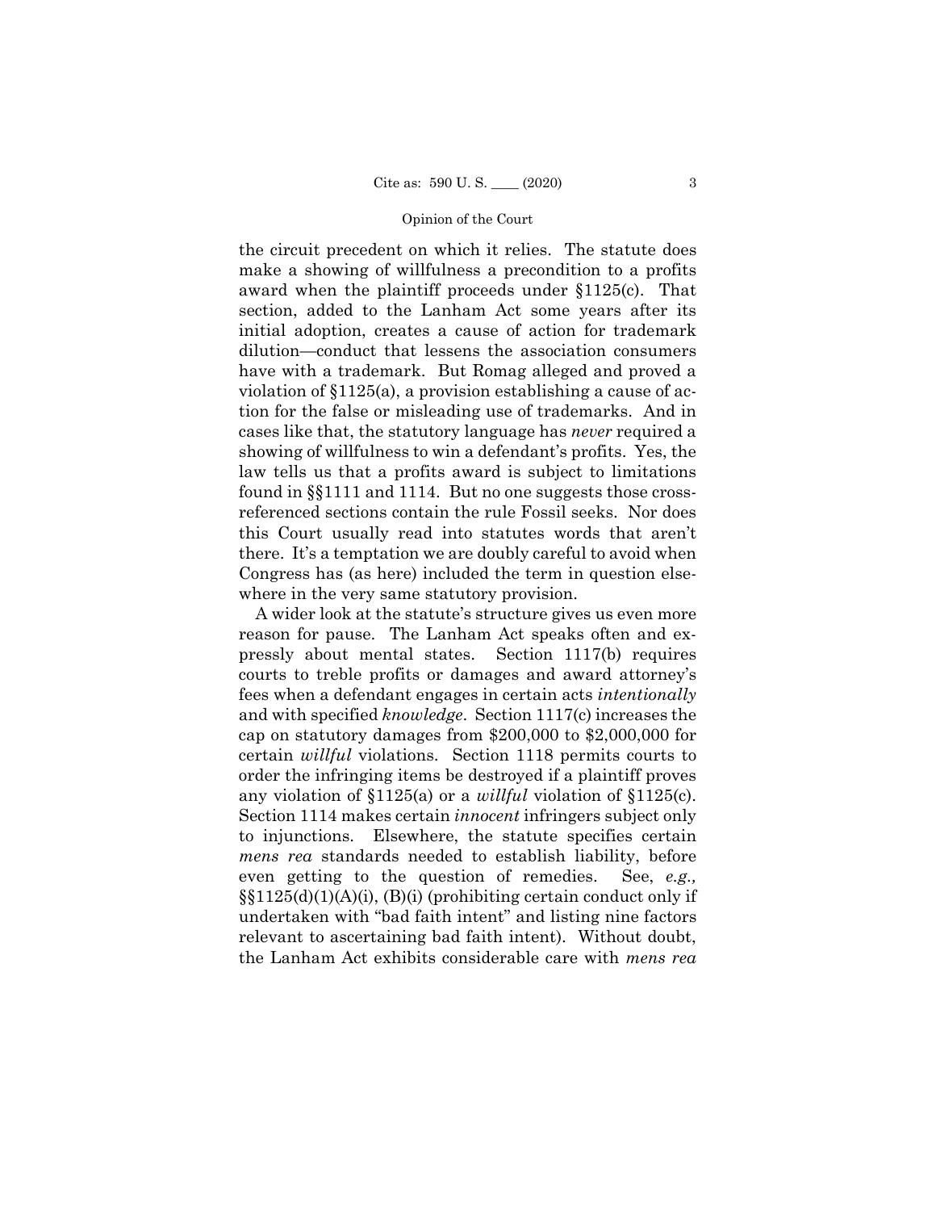the circuit precedent on which it relies. The statute does make a showing of willfulness a precondition to a profits award when the plaintiff proceeds under §1125(c). That section, added to the Lanham Act some years after its initial adoption, creates a cause of action for trademark dilution—conduct that lessens the association consumers have with a trademark. But Romag alleged and proved a violation of §1125(a), a provision establishing a cause of action for the false or misleading use of trademarks. And in cases like that, the statutory language has *never* required a showing of willfulness to win a defendant's profits. Yes, the law tells us that a profits award is subject to limitations found in §§1111 and 1114. But no one suggests those cross-referenced sections contain the rule Fossil seeks. Nor does this Court usually read into statutes words that aren't there. It's a temptation we are doubly careful to avoid when Congress has (as here) included the term in question elsewhere in the very same statutory provision.

A wider look at the statute's structure gives us even more reason for pause. The Lanham Act speaks often and expressly about mental states. Section 1117(b) requires courts to treble profits or damages and award attorney's fees when a defendant engages in certain acts *intentionally* and with specified *knowledge*. Section 1117(c) increases the cap on statutory damages from $200,000 to $2,000,000 for certain *willful* violations. Section 1118 permits courts to order the infringing items be destroyed if a plaintiff proves any violation of §1125(a) or a *willful* violation of §1125(c). Section 1114 makes certain *innocent* infringers subject only to injunctions. Elsewhere, the statute specifies certain *mens rea* standards needed to establish liability, before even getting to the question of remedies. See, *e.g.,* §§1125(d)(1)(A)(i), (B)(i) (prohibiting certain conduct only if undertaken with "bad faith intent" and listing nine factors relevant to ascertaining bad faith intent). Without doubt, the Lanham Act exhibits considerable care with *mens rea*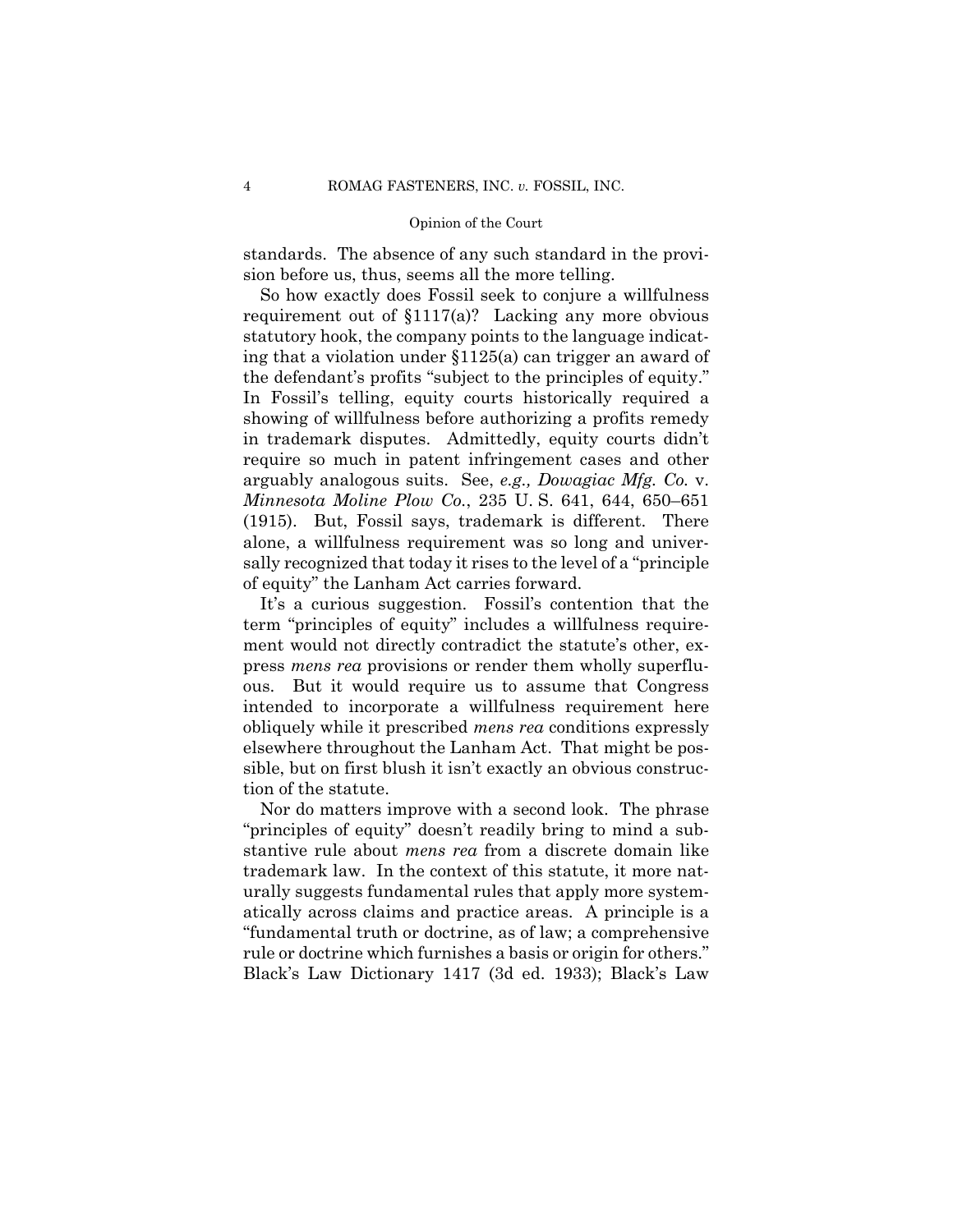standards. The absence of any such standard in the provision before us, thus, seems all the more telling.

So how exactly does Fossil seek to conjure a willfulness requirement out of §1117(a)? Lacking any more obvious statutory hook, the company points to the language indicating that a violation under §1125(a) can trigger an award of the defendant's profits "subject to the principles of equity." In Fossil's telling, equity courts historically required a showing of willfulness before authorizing a profits remedy in trademark disputes. Admittedly, equity courts didn't require so much in patent infringement cases and other arguably analogous suits. See, *e.g., Dowagiac Mfg. Co.* v. *Minnesota Moline Plow Co.*, 235 U. S. 641, 644, 650–651 (1915). But, Fossil says, trademark is different. There alone, a willfulness requirement was so long and universally recognized that today it rises to the level of a "principle of equity" the Lanham Act carries forward.

It's a curious suggestion. Fossil's contention that the term "principles of equity" includes a willfulness requirement would not directly contradict the statute's other, express *mens rea* provisions or render them wholly superfluous. But it would require us to assume that Congress intended to incorporate a willfulness requirement here obliquely while it prescribed *mens rea* conditions expressly elsewhere throughout the Lanham Act. That might be possible, but on first blush it isn't exactly an obvious construction of the statute.

Nor do matters improve with a second look. The phrase "principles of equity" doesn't readily bring to mind a substantive rule about *mens rea* from a discrete domain like trademark law. In the context of this statute, it more naturally suggests fundamental rules that apply more systematically across claims and practice areas. A principle is a "fundamental truth or doctrine, as of law; a comprehensive rule or doctrine which furnishes a basis or origin for others." Black's Law Dictionary 1417 (3d ed. 1933); Black's Law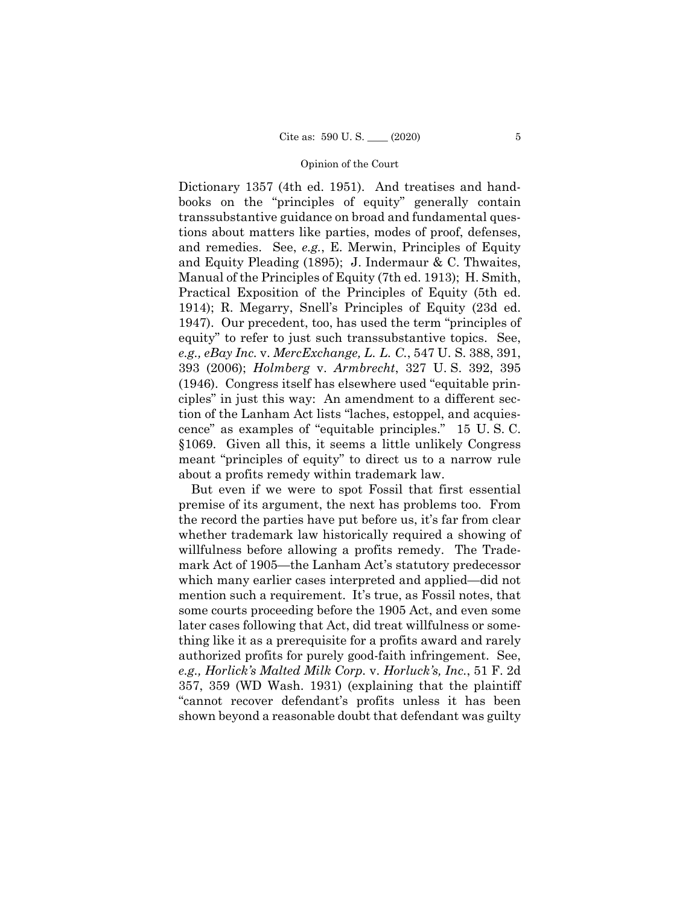Dictionary 1357 (4th ed. 1951). And treatises and handbooks on the "principles of equity" generally contain transsubstantive guidance on broad and fundamental questions about matters like parties, modes of proof, defenses, and remedies. See, *e.g.*, E. Merwin, Principles of Equity and Equity Pleading (1895); J. Indermaur & C. Thwaites, Manual of the Principles of Equity (7th ed. 1913); H. Smith, Practical Exposition of the Principles of Equity (5th ed. 1914); R. Megarry, Snell's Principles of Equity (23d ed. 1947). Our precedent, too, has used the term "principles of equity" to refer to just such transsubstantive topics. See, *e.g., eBay Inc.* v. *MercExchange, L. L. C.*, 547 U. S. 388, 391, 393 (2006); *Holmberg* v. *Armbrecht*, 327 U. S. 392, 395 (1946). Congress itself has elsewhere used "equitable principles" in just this way: An amendment to a different section of the Lanham Act lists "laches, estoppel, and acquiescence" as examples of "equitable principles." 15 U. S. C. §1069. Given all this, it seems a little unlikely Congress meant "principles of equity" to direct us to a narrow rule about a profits remedy within trademark law.

But even if we were to spot Fossil that first essential premise of its argument, the next has problems too. From the record the parties have put before us, it's far from clear whether trademark law historically required a showing of willfulness before allowing a profits remedy. The Trademark Act of 1905—the Lanham Act's statutory predecessor which many earlier cases interpreted and applied—did not mention such a requirement. It's true, as Fossil notes, that some courts proceeding before the 1905 Act, and even some later cases following that Act, did treat willfulness or something like it as a prerequisite for a profits award and rarely authorized profits for purely good-faith infringement. See, *e.g., Horlick's Malted Milk Corp.* v. *Horluck's, Inc.*, 51 F. 2d 357, 359 (WD Wash. 1931) (explaining that the plaintiff "cannot recover defendant's profits unless it has been shown beyond a reasonable doubt that defendant was guilty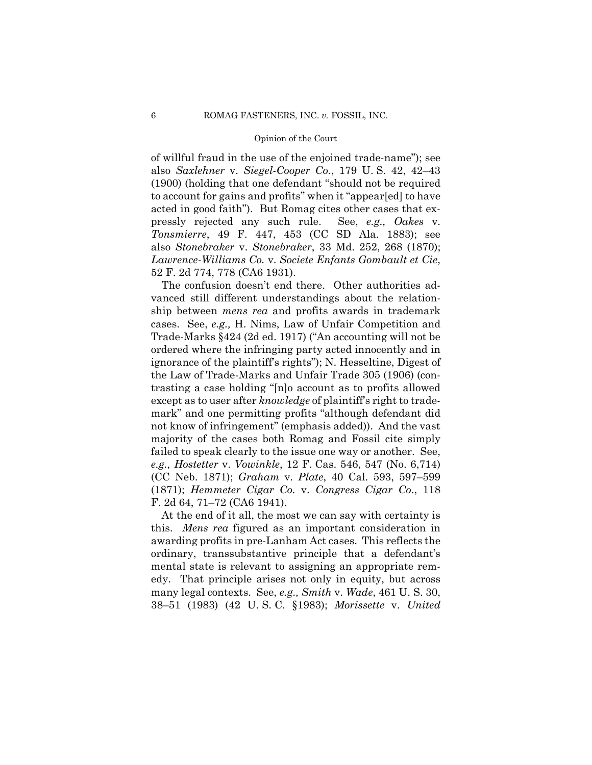of willful fraud in the use of the enjoined trade-name"); see also *Saxlehner* v. *Siegel-Cooper Co.*, 179 U. S. 42, 42–43 (1900) (holding that one defendant "should not be required to account for gains and profits" when it "appear[ed] to have acted in good faith"). But Romag cites other cases that expressly rejected any such rule. See, *e.g., Oakes* v. *Tonsmierre*, 49 F. 447, 453 (CC SD Ala. 1883); see also *Stonebraker* v. *Stonebraker*, 33 Md. 252, 268 (1870); *Lawrence-Williams Co.* v. *Societe Enfants Gombault et Cie*, 52 F. 2d 774, 778 (CA6 1931).

The confusion doesn't end there. Other authorities advanced still different understandings about the relationship between *mens rea* and profits awards in trademark cases. See, *e.g.,* H. Nims, Law of Unfair Competition and Trade-Marks §424 (2d ed. 1917) ("An accounting will not be ordered where the infringing party acted innocently and in ignorance of the plaintiff's rights"); N. Hesseltine, Digest of the Law of Trade-Marks and Unfair Trade 305 (1906) (contrasting a case holding "[n]o account as to profits allowed except as to user after *knowledge* of plaintiff's right to trademark" and one permitting profits "although defendant did not know of infringement" (emphasis added)). And the vast majority of the cases both Romag and Fossil cite simply failed to speak clearly to the issue one way or another. See, *e.g., Hostetter* v. *Vowinkle*, 12 F. Cas. 546, 547 (No. 6,714) (CC Neb. 1871); *Graham* v. *Plate*, 40 Cal. 593, 597–599 (1871); *Hemmeter Cigar Co.* v. *Congress Cigar Co*., 118 F. 2d 64, 71–72 (CA6 1941).

At the end of it all, the most we can say with certainty is this. *Mens rea* figured as an important consideration in awarding profits in pre-Lanham Act cases. This reflects the ordinary, transsubstantive principle that a defendant's mental state is relevant to assigning an appropriate remedy. That principle arises not only in equity, but across many legal contexts. See, *e.g., Smith* v. *Wade*, 461 U. S. 30, 38–51 (1983) (42 U. S. C. §1983); *Morissette* v. *United*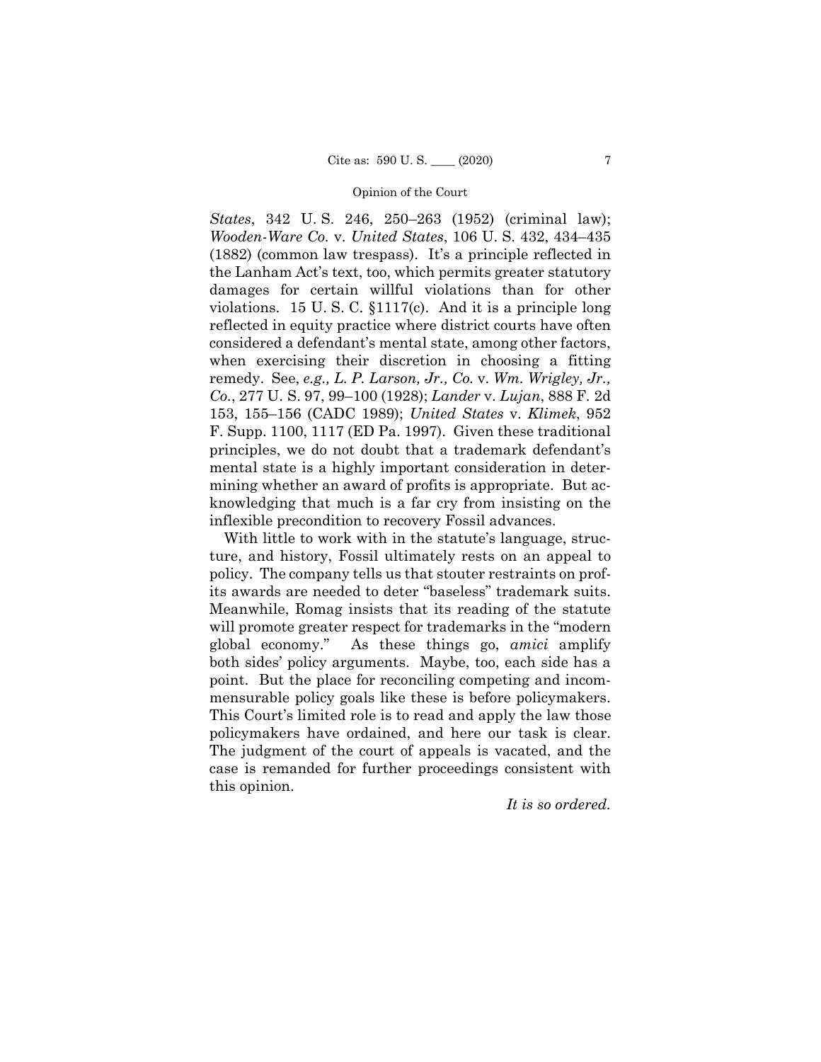*States*, 342 U. S. 246, 250–263 (1952) (criminal law); *Wooden-Ware Co.* v. *United States*, 106 U. S. 432, 434–435 (1882) (common law trespass). It's a principle reflected in the Lanham Act's text, too, which permits greater statutory damages for certain willful violations than for other violations. 15 U. S. C. §1117(c). And it is a principle long reflected in equity practice where district courts have often considered a defendant's mental state, among other factors, when exercising their discretion in choosing a fitting remedy. See, *e.g., L. P. Larson, Jr., Co.* v. *Wm. Wrigley, Jr., Co.*, 277 U. S. 97, 99–100 (1928); *Lander* v. *Lujan*, 888 F. 2d 153, 155–156 (CADC 1989); *United States* v. *Klimek*, 952 F. Supp. 1100, 1117 (ED Pa. 1997). Given these traditional principles, we do not doubt that a trademark defendant's mental state is a highly important consideration in determining whether an award of profits is appropriate. But acknowledging that much is a far cry from insisting on the inflexible precondition to recovery Fossil advances.

With little to work with in the statute's language, structure, and history, Fossil ultimately rests on an appeal to policy. The company tells us that stouter restraints on profits awards are needed to deter "baseless" trademark suits. Meanwhile, Romag insists that its reading of the statute will promote greater respect for trademarks in the "modern global economy." As these things go, *amici* amplify both sides' policy arguments. Maybe, too, each side has a point. But the place for reconciling competing and incommensurable policy goals like these is before policymakers. This Court's limited role is to read and apply the law those policymakers have ordained, and here our task is clear. The judgment of the court of appeals is vacated, and the case is remanded for further proceedings consistent with this opinion.

*It is so ordered.*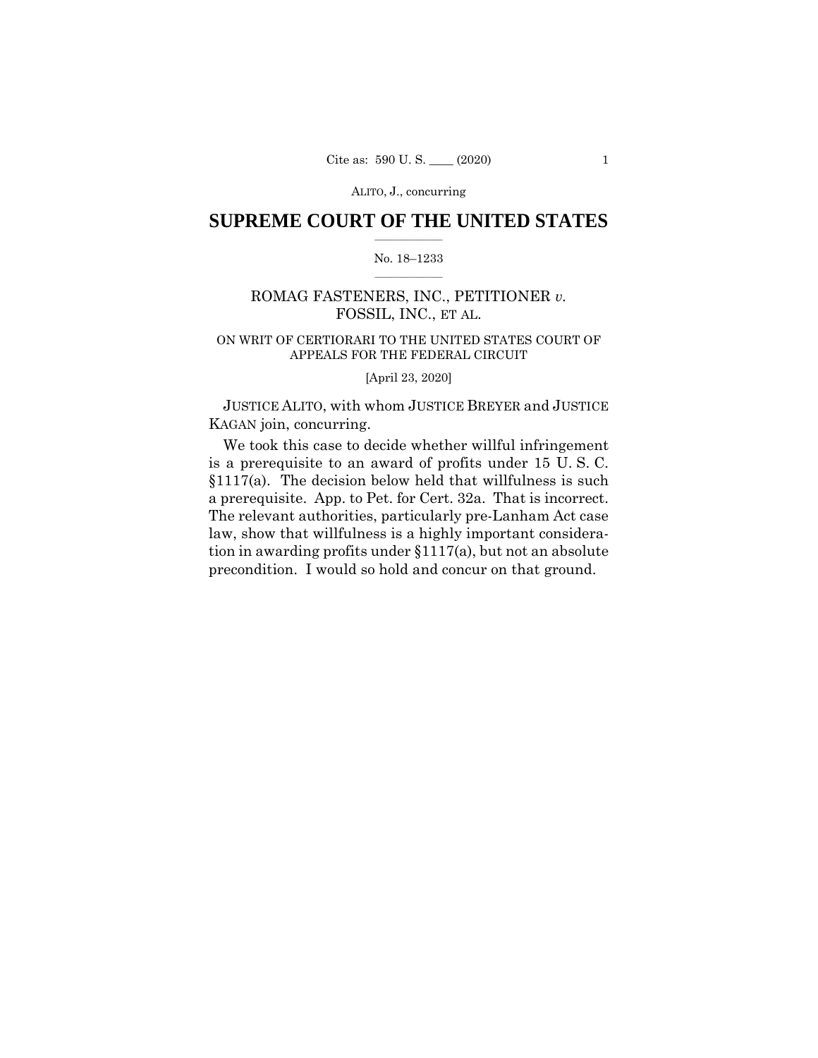# SUPREME COURT OF THE UNITED STATES

No. 18–1233

ROMAG FASTENERS, INC., PETITIONER *v.* FOSSIL, INC., ET AL.

ON WRIT OF CERTIORARI TO THE UNITED STATES COURT OF APPEALS FOR THE FEDERAL CIRCUIT

[April 23, 2020]

JUSTICE ALITO, with whom JUSTICE BREYER and JUSTICE KAGAN join, concurring.

We took this case to decide whether willful infringement is a prerequisite to an award of profits under 15 U. S. C. §1117(a). The decision below held that willfulness is such a prerequisite. App. to Pet. for Cert. 32a. That is incorrect. The relevant authorities, particularly pre-Lanham Act case law, show that willfulness is a highly important consideration in awarding profits under §1117(a), but not an absolute precondition. I would so hold and concur on that ground.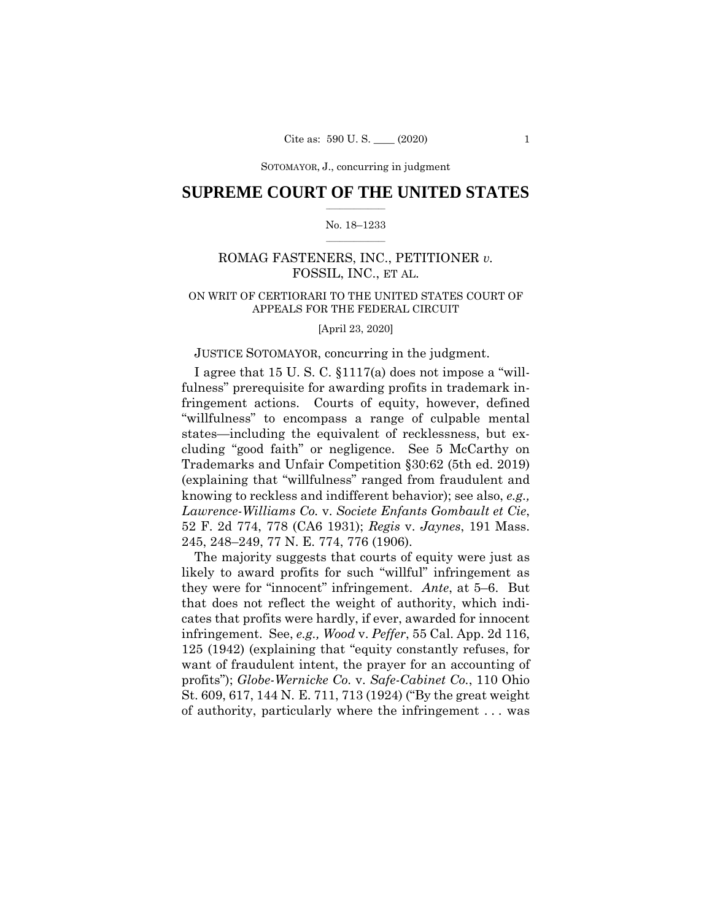SOTOMAYOR, J., concurring in judgment

# SUPREME COURT OF THE UNITED STATES

No. 18–1233

ROMAG FASTENERS, INC., PETITIONER *v.* FOSSIL, INC., ET AL.

ON WRIT OF CERTIORARI TO THE UNITED STATES COURT OF APPEALS FOR THE FEDERAL CIRCUIT

[April 23, 2020]

JUSTICE SOTOMAYOR, concurring in the judgment.

I agree that 15 U. S. C. §1117(a) does not impose a "willfulness" prerequisite for awarding profits in trademark infringement actions. Courts of equity, however, defined "willfulness" to encompass a range of culpable mental states—including the equivalent of recklessness, but excluding "good faith" or negligence. See 5 McCarthy on Trademarks and Unfair Competition §30:62 (5th ed. 2019) (explaining that "willfulness" ranged from fraudulent and knowing to reckless and indifferent behavior); see also, *e.g., Lawrence-Williams Co.* v. *Societe Enfants Gombault et Cie*, 52 F. 2d 774, 778 (CA6 1931); *Regis* v. *Jaynes*, 191 Mass. 245, 248–249, 77 N. E. 774, 776 (1906).

The majority suggests that courts of equity were just as likely to award profits for such "willful" infringement as they were for "innocent" infringement. *Ante*, at 5–6. But that does not reflect the weight of authority, which indicates that profits were hardly, if ever, awarded for innocent infringement. See, *e.g., Wood* v. *Peffer*, 55 Cal. App. 2d 116, 125 (1942) (explaining that "equity constantly refuses, for want of fraudulent intent, the prayer for an accounting of profits"); *Globe-Wernicke Co.* v. *Safe-Cabinet Co.*, 110 Ohio St. 609, 617, 144 N. E. 711, 713 (1924) ("By the great weight of authority, particularly where the infringement . . . was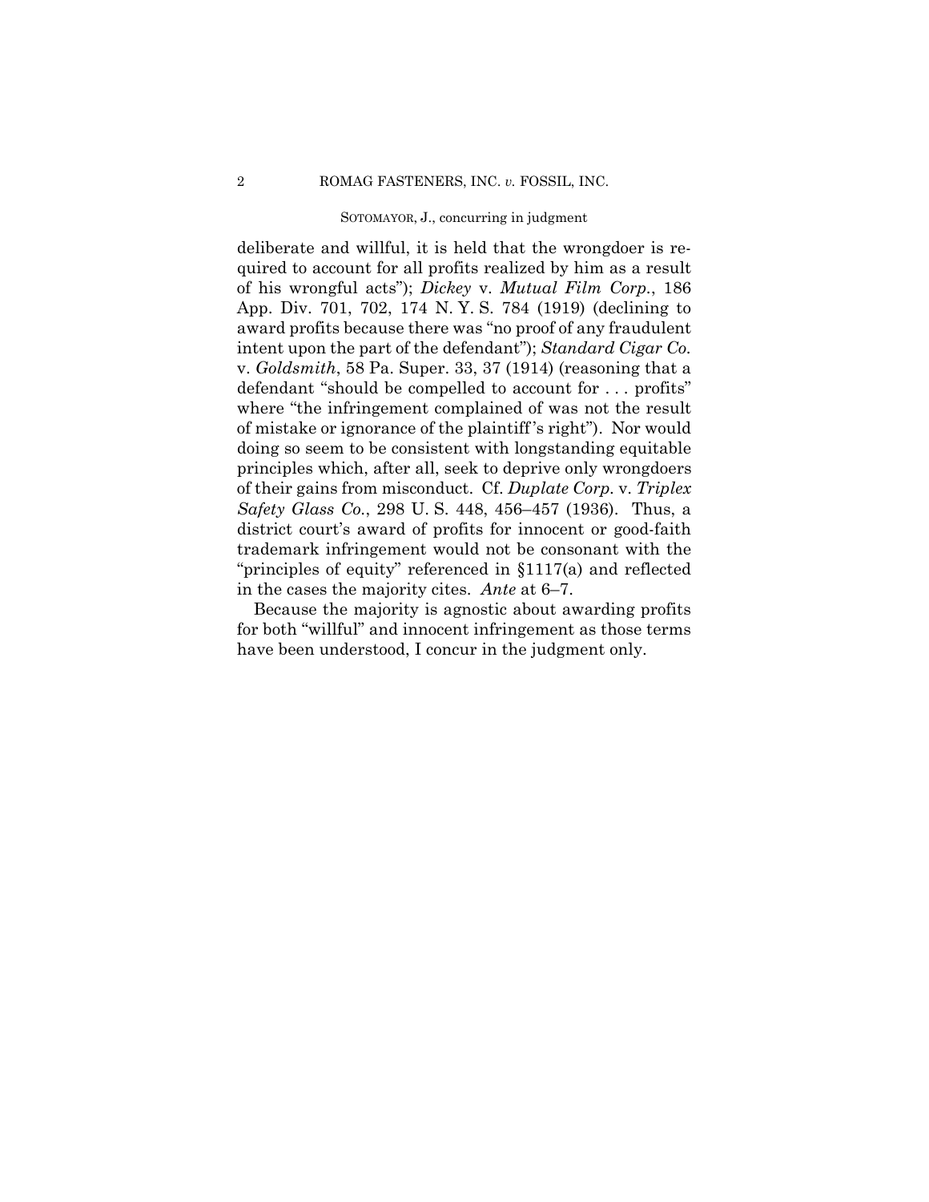deliberate and willful, it is held that the wrongdoer is required to account for all profits realized by him as a result of his wrongful acts"); *Dickey* v. *Mutual Film Corp.*, 186 App. Div. 701, 702, 174 N. Y. S. 784 (1919) (declining to award profits because there was "no proof of any fraudulent intent upon the part of the defendant"); *Standard Cigar Co.* v. *Goldsmith*, 58 Pa. Super. 33, 37 (1914) (reasoning that a defendant "should be compelled to account for . . . profits" where "the infringement complained of was not the result of mistake or ignorance of the plaintiff's right"). Nor would doing so seem to be consistent with longstanding equitable principles which, after all, seek to deprive only wrongdoers of their gains from misconduct. Cf. *Duplate Corp.* v. *Triplex Safety Glass Co.*, 298 U. S. 448, 456–457 (1936). Thus, a district court's award of profits for innocent or good-faith trademark infringement would not be consonant with the "principles of equity" referenced in §1117(a) and reflected in the cases the majority cites. *Ante* at 6–7.

Because the majority is agnostic about awarding profits for both "willful" and innocent infringement as those terms have been understood, I concur in the judgment only.